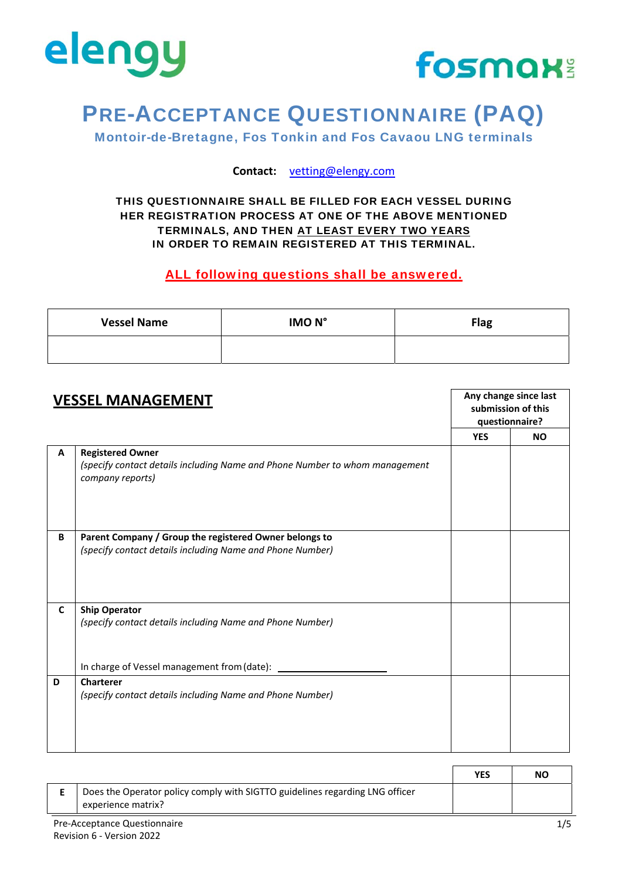elengy

fosmax LNG

# PRE-ACCEPTANCE QUESTIONNAIRE (PAQ)

**Montoir-de-Bretagne, Fos Tonkin and Fos Cavaou LNG terminals**

**Contact:** vetting@elengy.com

**THIS QUESTIONNAIRE SHALL BE FILLED FOR EACH VESSEL DURING HER REGISTRATION PROCESS AT ONE OF THE ABOVE MENTIONED TERMINALS, AND THEN AT LEAST EVERY TWO YEARS IN ORDER TO REMAIN REGISTERED AT THIS TERMINAL.**

**ALL following questions shall be answered.**

| Vessel Name | IMO N° | Flag |
|---|---|---|
| | | |

## VESSEL MANAGEMENT

| | | Any change since last submission of this questionnaire? | |
|---|---|---|---|
| | | **YES** | **NO** |
| **A** | **Registered Owner**<br>*(specify contact details including Name and Phone Number to whom management company reports)* | | |
| **B** | **Parent Company / Group the registered Owner belongs to**<br>*(specify contact details including Name and Phone Number)* | | |
| **C** | **Ship Operator**<br>*(specify contact details including Name and Phone Number)*<br><br>In charge of Vessel management from (date): ____________ | | |
| **D** | **Charterer**<br>*(specify contact details including Name and Phone Number)* | | |

| | | **YES** | **NO** |
|---|---|---|---|
| **E** | Does the Operator policy comply with SIGTTO guidelines regarding LNG officer experience matrix? | | |

Pre-Acceptance Questionnaire
Revision 6 - Version 2022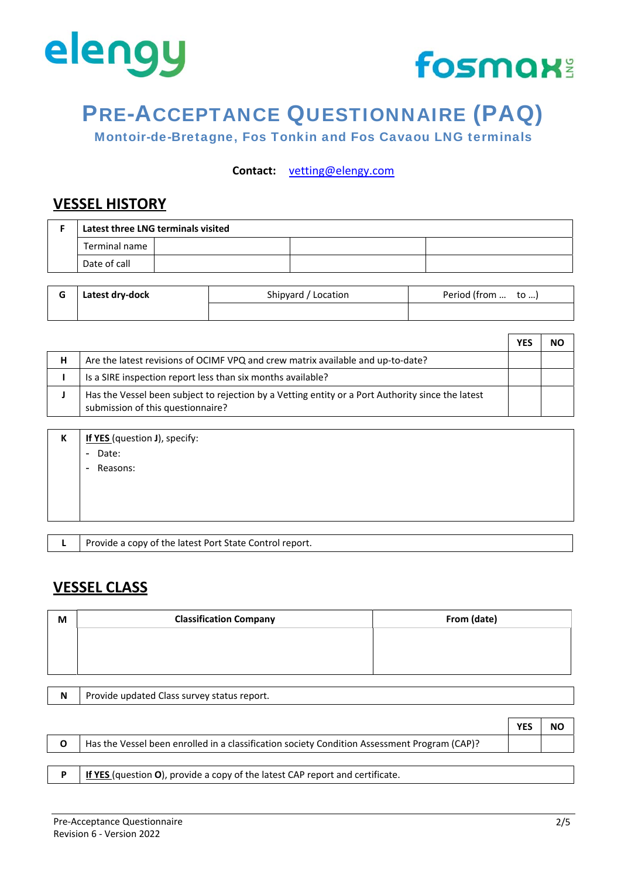elengy fosmax LNG

# PRE-ACCEPTANCE QUESTIONNAIRE (PAQ)

**Montoir-de-Bretagne, Fos Tonkin and Fos Cavaou LNG terminals**

**Contact:** vetting@elengy.com

## VESSEL HISTORY

| F | **Latest three LNG terminals visited** | | | |
|---|---|---|---|---|
| | Terminal name | | | |
| | Date of call | | | |

| G | **Latest dry-dock** | Shipyard / Location | Period (from … to …) |
|---|---|---|---|
| | | | |

| | | YES | NO |
|---|---|---|---|
| H | Are the latest revisions of OCIMF VPQ and crew matrix available and up-to-date? | | |
| I | Is a SIRE inspection report less than six months available? | | |
| J | Has the Vessel been subject to rejection by a Vetting entity or a Port Authority since the latest submission of this questionnaire? | | |

| K | **If YES** (question **J**), specify:<br>- Date:<br>- Reasons: |
|---|---|

| L | Provide a copy of the latest Port State Control report. |
|---|---|

## VESSEL CLASS

| M | **Classification Company** | **From (date)** |
|---|---|---|
| | | |

| N | Provide updated Class survey status report. |
|---|---|

| | | YES | NO |
|---|---|---|---|
| O | Has the Vessel been enrolled in a classification society Condition Assessment Program (CAP)? | | |

| P | **If YES** (question **O**), provide a copy of the latest CAP report and certificate. |
|---|---|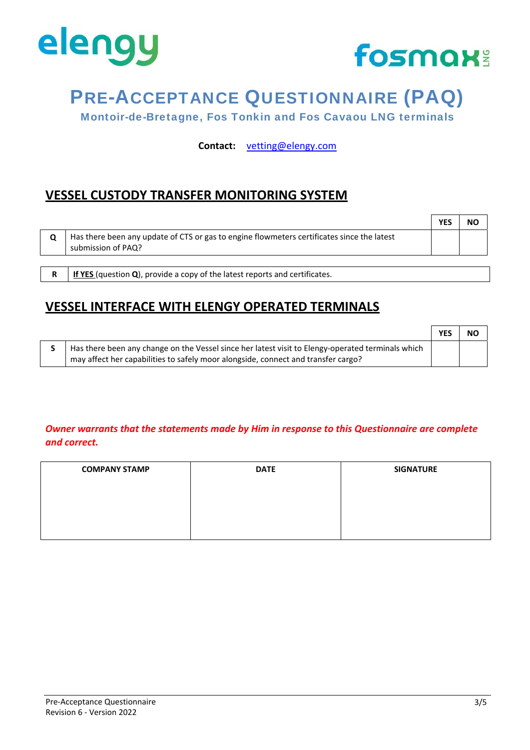# PRE-ACCEPTANCE QUESTIONNAIRE (PAQ)

**Montoir-de-Bretagne, Fos Tonkin and Fos Cavaou LNG terminals**

**Contact:** vetting@elengy.com

## VESSEL CUSTODY TRANSFER MONITORING SYSTEM

| | | YES | NO |
|---|---|---|---|
| **Q** | Has there been any update of CTS or gas to engine flowmeters certificates since the latest submission of PAQ? | | |

| | |
|---|---|
| **R** | **If YES** (question **Q**), provide a copy of the latest reports and certificates. |

## VESSEL INTERFACE WITH ELENGY OPERATED TERMINALS

| | | YES | NO |
|---|---|---|---|
| **S** | Has there been any change on the Vessel since her latest visit to Elengy-operated terminals which may affect her capabilities to safely moor alongside, connect and transfer cargo? | | |

***Owner warrants that the statements made by Him in response to this Questionnaire are complete and correct.***

| COMPANY STAMP | DATE | SIGNATURE |
|---|---|---|
| | | |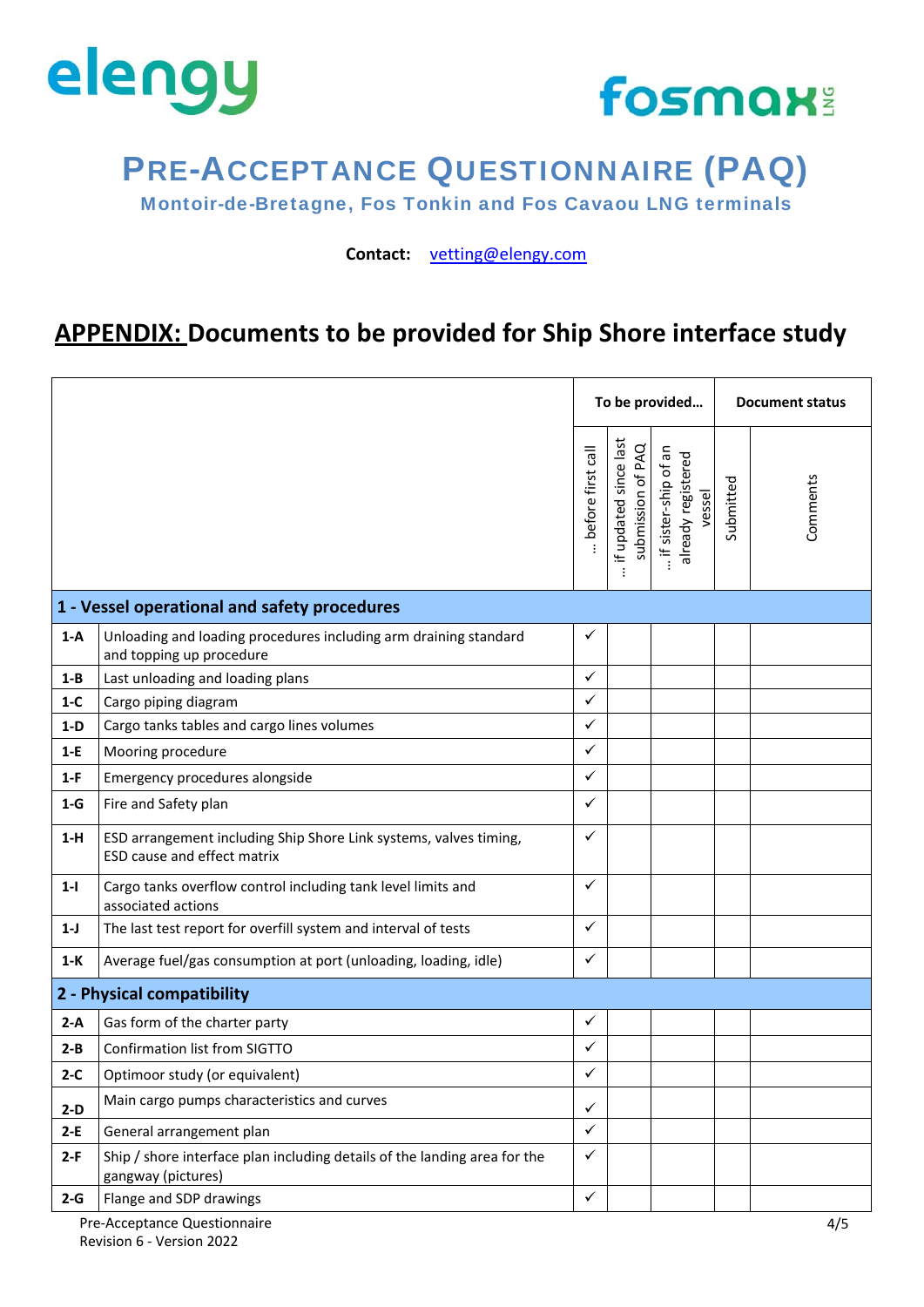elengy fosmax LNG

# PRE-ACCEPTANCE QUESTIONNAIRE (PAQ)

**Montoir-de-Bretagne, Fos Tonkin and Fos Cavaou LNG terminals**

**Contact:** vetting@elengy.com

## APPENDIX: Documents to be provided for Ship Shore interface study

| | | To be provided… | | | Document status | |
|---|---|---|---|---|---|---|
| | | … before first call | … if updated since last submission of PAQ | … if sister-ship of an already registered vessel | Submitted | Comments |
| **1 - Vessel operational and safety procedures** | | | | | | |
| **1-A** | Unloading and loading procedures including arm draining standard and topping up procedure | ✓ | | | | |
| **1-B** | Last unloading and loading plans | ✓ | | | | |
| **1-C** | Cargo piping diagram | ✓ | | | | |
| **1-D** | Cargo tanks tables and cargo lines volumes | ✓ | | | | |
| **1-E** | Mooring procedure | ✓ | | | | |
| **1-F** | Emergency procedures alongside | ✓ | | | | |
| **1-G** | Fire and Safety plan | ✓ | | | | |
| **1-H** | ESD arrangement including Ship Shore Link systems, valves timing, ESD cause and effect matrix | ✓ | | | | |
| **1-I** | Cargo tanks overflow control including tank level limits and associated actions | ✓ | | | | |
| **1-J** | The last test report for overfill system and interval of tests | ✓ | | | | |
| **1-K** | Average fuel/gas consumption at port (unloading, loading, idle) | ✓ | | | | |
| **2 - Physical compatibility** | | | | | | |
| **2-A** | Gas form of the charter party | ✓ | | | | |
| **2-B** | Confirmation list from SIGTTO | ✓ | | | | |
| **2-C** | Optimoor study (or equivalent) | ✓ | | | | |
| **2-D** | Main cargo pumps characteristics and curves | ✓ | | | | |
| **2-E** | General arrangement plan | ✓ | | | | |
| **2-F** | Ship / shore interface plan including details of the landing area for the gangway (pictures) | ✓ | | | | |
| **2-G** | Flange and SDP drawings | ✓ | | | | |

Pre-Acceptance Questionnaire
Revision 6 - Version 2022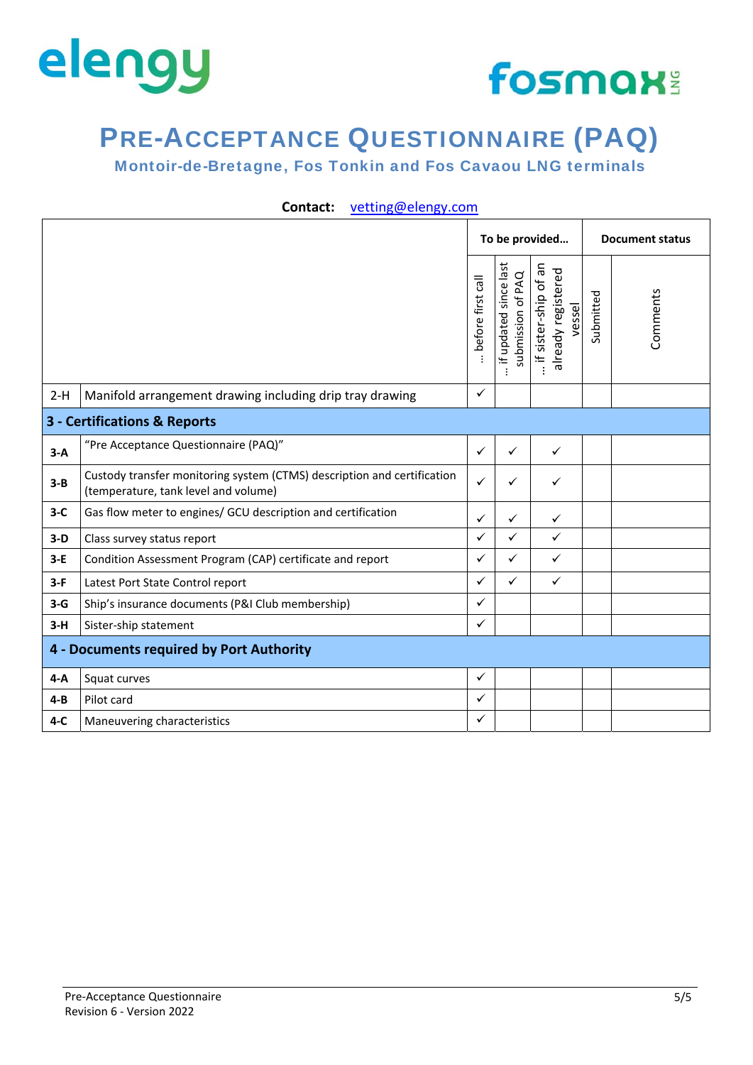# PRE-ACCEPTANCE QUESTIONNAIRE (PAQ)

**Montoir-de-Bretagne, Fos Tonkin and Fos Cavaou LNG terminals**

**Contact:** vetting@elengy.com

| | | To be provided… | | | Document status | |
|---|---|---|---|---|---|---|
| | | … before first call | … if updated since last submission of PAQ | … if sister-ship of an already registered vessel | Submitted | Comments |
| 2-H | Manifold arrangement drawing including drip tray drawing | ✓ | | | | |
| **3 - Certifications & Reports** | | | | | | |
| **3-A** | "Pre Acceptance Questionnaire (PAQ)" | ✓ | ✓ | ✓ | | |
| **3-B** | Custody transfer monitoring system (CTMS) description and certification (temperature, tank level and volume) | ✓ | ✓ | ✓ | | |
| **3-C** | Gas flow meter to engines/ GCU description and certification | ✓ | ✓ | ✓ | | |
| **3-D** | Class survey status report | ✓ | ✓ | ✓ | | |
| **3-E** | Condition Assessment Program (CAP) certificate and report | ✓ | ✓ | ✓ | | |
| **3-F** | Latest Port State Control report | ✓ | ✓ | ✓ | | |
| **3-G** | Ship's insurance documents (P&I Club membership) | ✓ | | | | |
| **3-H** | Sister-ship statement | ✓ | | | | |
| **4 - Documents required by Port Authority** | | | | | | |
| **4-A** | Squat curves | ✓ | | | | |
| **4-B** | Pilot card | ✓ | | | | |
| **4-C** | Maneuvering characteristics | ✓ | | | | |

Pre-Acceptance Questionnaire
Revision 6 - Version 2022